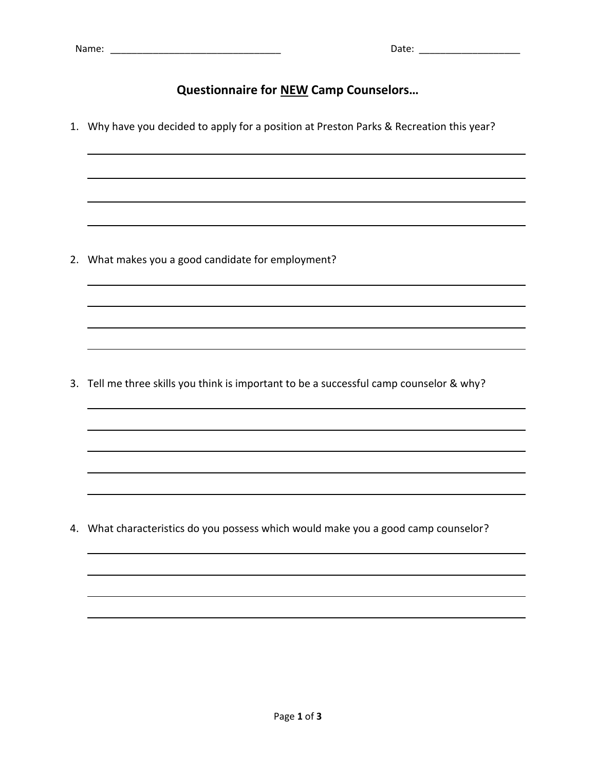Name: _________________________________ Date: ___________________

## Questionnaire for <u>NEW</u> Camp Counselors…

1. Why have you decided to apply for a position at Preston Parks & Recreation this year?

2. What makes you a good candidate for employment?

3. Tell me three skills you think is important to be a successful camp counselor & why?

4. What characteristics do you possess which would make you a good camp counselor?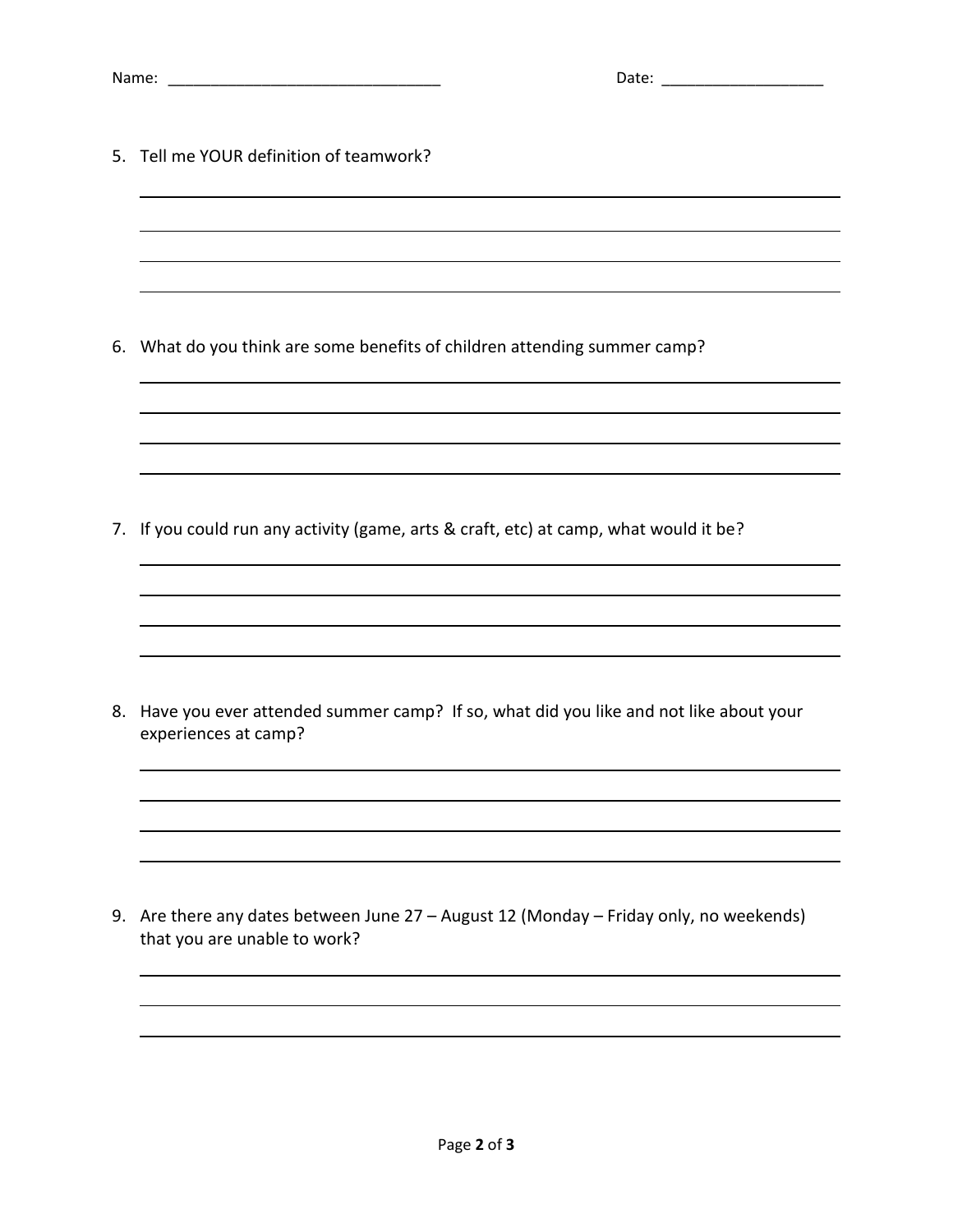Name: ________________________________ Date: ___________________

5. Tell me YOUR definition of teamwork?

6. What do you think are some benefits of children attending summer camp?

7. If you could run any activity (game, arts & craft, etc) at camp, what would it be?

8. Have you ever attended summer camp? If so, what did you like and not like about your experiences at camp?

9. Are there any dates between June 27 – August 12 (Monday – Friday only, no weekends) that you are unable to work?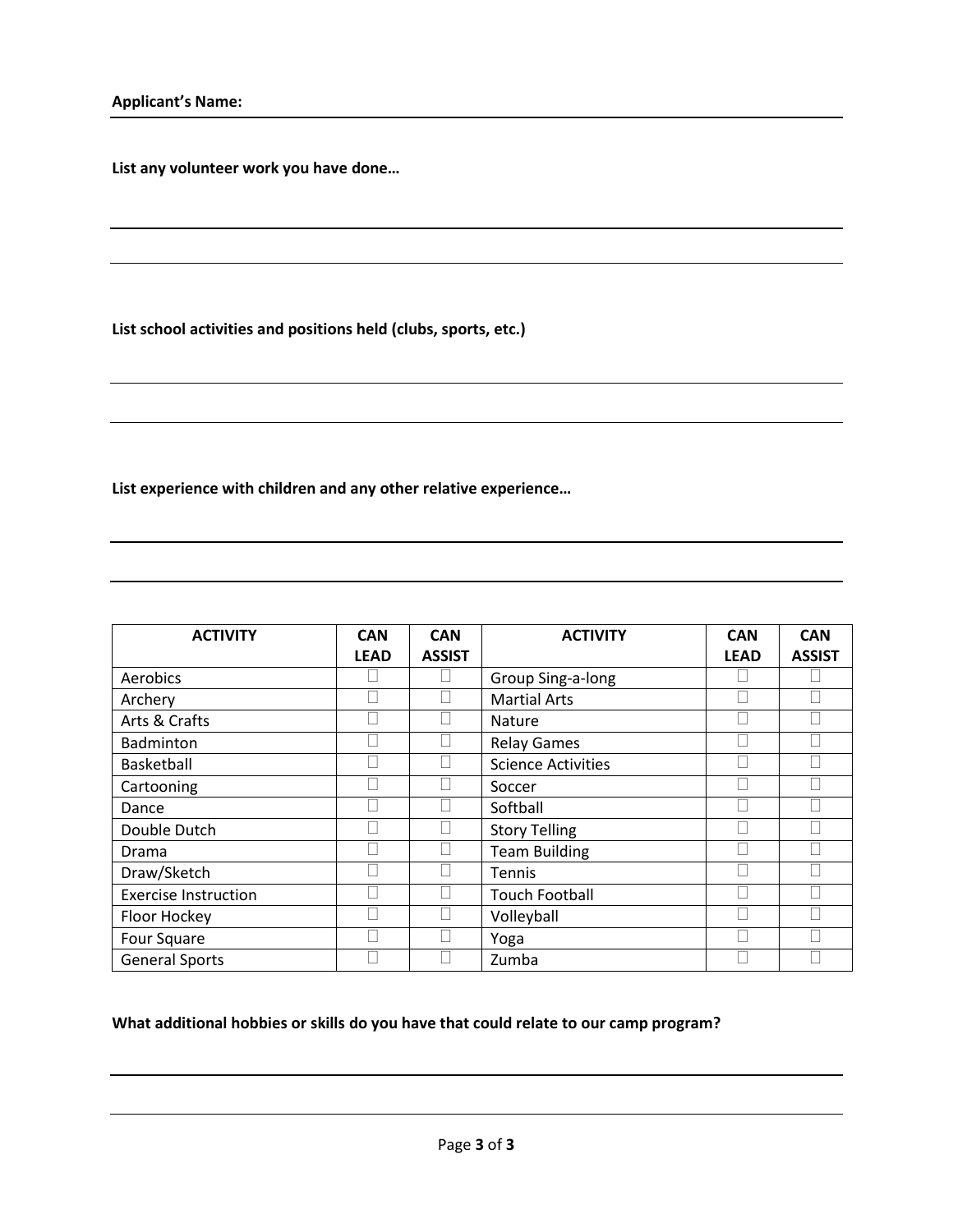**Applicant's Name:**

**List any volunteer work you have done…**

**List school activities and positions held (clubs, sports, etc.)**

**List experience with children and any other relative experience…**

| ACTIVITY | CAN LEAD | CAN ASSIST | ACTIVITY | CAN LEAD | CAN ASSIST |
|---|---|---|---|---|---|
| Aerobics | ☐ | ☐ | Group Sing-a-long | ☐ | ☐ |
| Archery | ☐ | ☐ | Martial Arts | ☐ | ☐ |
| Arts & Crafts | ☐ | ☐ | Nature | ☐ | ☐ |
| Badminton | ☐ | ☐ | Relay Games | ☐ | ☐ |
| Basketball | ☐ | ☐ | Science Activities | ☐ | ☐ |
| Cartooning | ☐ | ☐ | Soccer | ☐ | ☐ |
| Dance | ☐ | ☐ | Softball | ☐ | ☐ |
| Double Dutch | ☐ | ☐ | Story Telling | ☐ | ☐ |
| Drama | ☐ | ☐ | Team Building | ☐ | ☐ |
| Draw/Sketch | ☐ | ☐ | Tennis | ☐ | ☐ |
| Exercise Instruction | ☐ | ☐ | Touch Football | ☐ | ☐ |
| Floor Hockey | ☐ | ☐ | Volleyball | ☐ | ☐ |
| Four Square | ☐ | ☐ | Yoga | ☐ | ☐ |
| General Sports | ☐ | ☐ | Zumba | ☐ | ☐ |

**What additional hobbies or skills do you have that could relate to our camp program?**